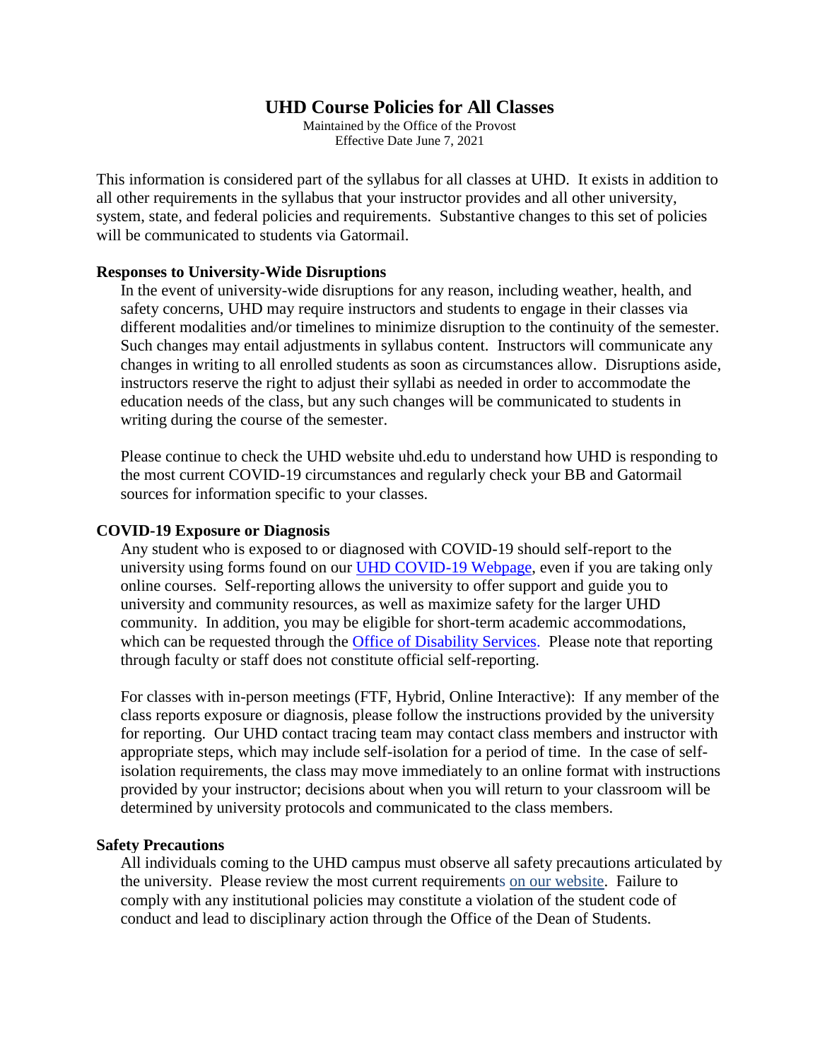# UHD Course Policies for All Classes

Maintained by the Office of the Provost
Effective Date June 7, 2021

This information is considered part of the syllabus for all classes at UHD. It exists in addition to all other requirements in the syllabus that your instructor provides and all other university, system, state, and federal policies and requirements. Substantive changes to this set of policies will be communicated to students via Gatormail.

## Responses to University-Wide Disruptions

In the event of university-wide disruptions for any reason, including weather, health, and safety concerns, UHD may require instructors and students to engage in their classes via different modalities and/or timelines to minimize disruption to the continuity of the semester. Such changes may entail adjustments in syllabus content. Instructors will communicate any changes in writing to all enrolled students as soon as circumstances allow. Disruptions aside, instructors reserve the right to adjust their syllabi as needed in order to accommodate the education needs of the class, but any such changes will be communicated to students in writing during the course of the semester.

Please continue to check the UHD website uhd.edu to understand how UHD is responding to the most current COVID-19 circumstances and regularly check your BB and Gatormail sources for information specific to your classes.

## COVID-19 Exposure or Diagnosis

Any student who is exposed to or diagnosed with COVID-19 should self-report to the university using forms found on our UHD COVID-19 Webpage, even if you are taking only online courses. Self-reporting allows the university to offer support and guide you to university and community resources, as well as maximize safety for the larger UHD community. In addition, you may be eligible for short-term academic accommodations, which can be requested through the Office of Disability Services. Please note that reporting through faculty or staff does not constitute official self-reporting.

For classes with in-person meetings (FTF, Hybrid, Online Interactive): If any member of the class reports exposure or diagnosis, please follow the instructions provided by the university for reporting. Our UHD contact tracing team may contact class members and instructor with appropriate steps, which may include self-isolation for a period of time. In the case of self-isolation requirements, the class may move immediately to an online format with instructions provided by your instructor; decisions about when you will return to your classroom will be determined by university protocols and communicated to the class members.

## Safety Precautions

All individuals coming to the UHD campus must observe all safety precautions articulated by the university. Please review the most current requirements on our website. Failure to comply with any institutional policies may constitute a violation of the student code of conduct and lead to disciplinary action through the Office of the Dean of Students.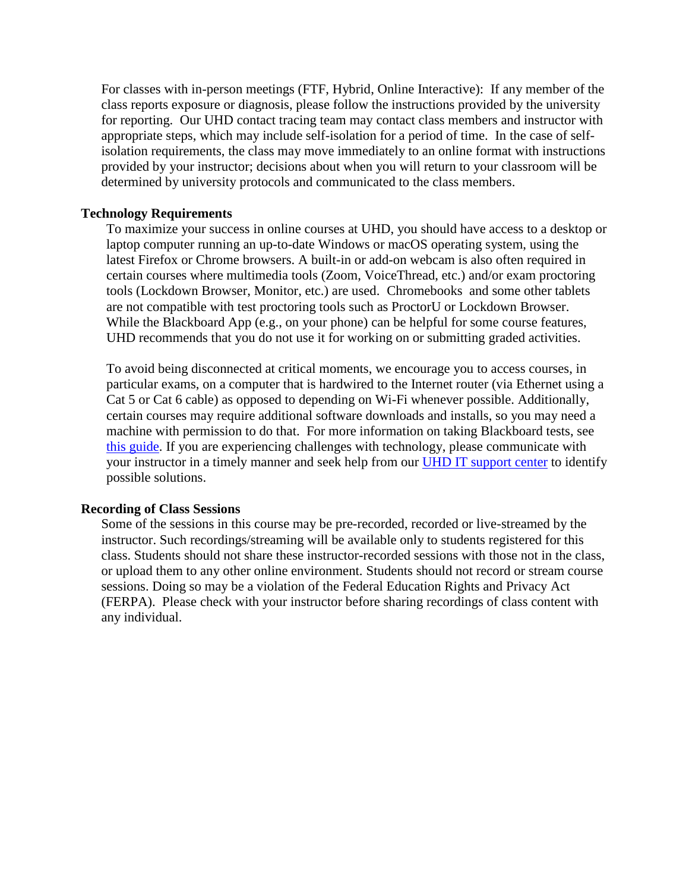For classes with in-person meetings (FTF, Hybrid, Online Interactive): If any member of the class reports exposure or diagnosis, please follow the instructions provided by the university for reporting. Our UHD contact tracing team may contact class members and instructor with appropriate steps, which may include self-isolation for a period of time. In the case of self-isolation requirements, the class may move immediately to an online format with instructions provided by your instructor; decisions about when you will return to your classroom will be determined by university protocols and communicated to the class members.

**Technology Requirements**

To maximize your success in online courses at UHD, you should have access to a desktop or laptop computer running an up-to-date Windows or macOS operating system, using the latest Firefox or Chrome browsers. A built-in or add-on webcam is also often required in certain courses where multimedia tools (Zoom, VoiceThread, etc.) and/or exam proctoring tools (Lockdown Browser, Monitor, etc.) are used. Chromebooks and some other tablets are not compatible with test proctoring tools such as ProctorU or Lockdown Browser. While the Blackboard App (e.g., on your phone) can be helpful for some course features, UHD recommends that you do not use it for working on or submitting graded activities.

To avoid being disconnected at critical moments, we encourage you to access courses, in particular exams, on a computer that is hardwired to the Internet router (via Ethernet using a Cat 5 or Cat 6 cable) as opposed to depending on Wi-Fi whenever possible. Additionally, certain courses may require additional software downloads and installs, so you may need a machine with permission to do that. For more information on taking Blackboard tests, see this guide. If you are experiencing challenges with technology, please communicate with your instructor in a timely manner and seek help from our UHD IT support center to identify possible solutions.

**Recording of Class Sessions**

Some of the sessions in this course may be pre-recorded, recorded or live-streamed by the instructor. Such recordings/streaming will be available only to students registered for this class. Students should not share these instructor-recorded sessions with those not in the class, or upload them to any other online environment. Students should not record or stream course sessions. Doing so may be a violation of the Federal Education Rights and Privacy Act (FERPA). Please check with your instructor before sharing recordings of class content with any individual.